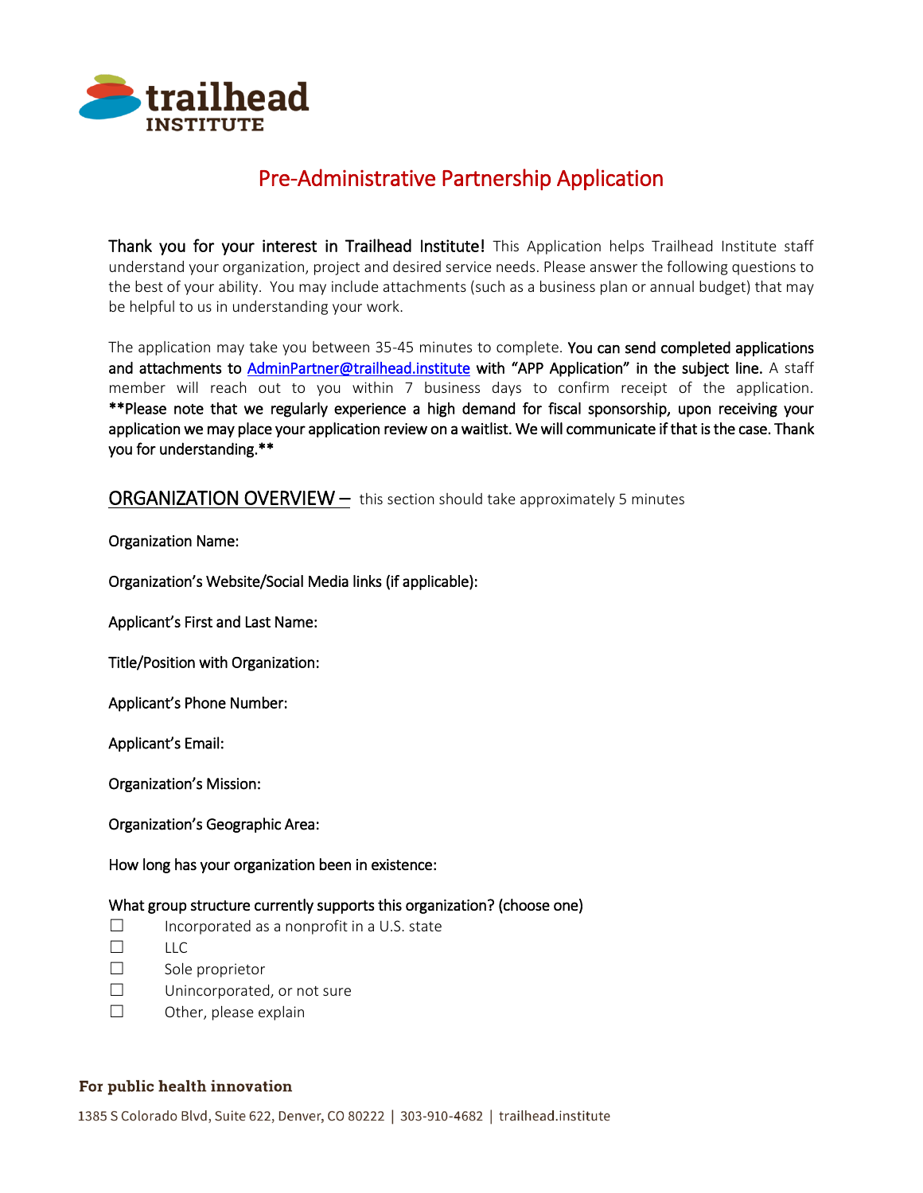# Pre-Administrative Partnership Application

**Thank you for your interest in Trailhead Institute!** This Application helps Trailhead Institute staff understand your organization, project and desired service needs. Please answer the following questions to the best of your ability. You may include attachments (such as a business plan or annual budget) that may be helpful to us in understanding your work.

The application may take you between 35-45 minutes to complete. **You can send completed applications and attachments to [AdminPartner@trailhead.institute](mailto:AdminPartner@trailhead.institute) with "APP Application" in the subject line.** A staff member will reach out to you within 7 business days to confirm receipt of the application. **\*\*Please note that we regularly experience a high demand for fiscal sponsorship, upon receiving your application we may place your application review on a waitlist. We will communicate if that is the case. Thank you for understanding.\*\***

## ORGANIZATION OVERVIEW – this section should take approximately 5 minutes

Organization Name:

Organization's Website/Social Media links (if applicable):

Applicant's First and Last Name:

Title/Position with Organization:

Applicant's Phone Number:

Applicant's Email:

Organization's Mission:

Organization's Geographic Area:

How long has your organization been in existence:

What group structure currently supports this organization? (choose one)

- ☐ Incorporated as a nonprofit in a U.S. state
- ☐ LLC
- ☐ Sole proprietor
- ☐ Unincorporated, or not sure
- ☐ Other, please explain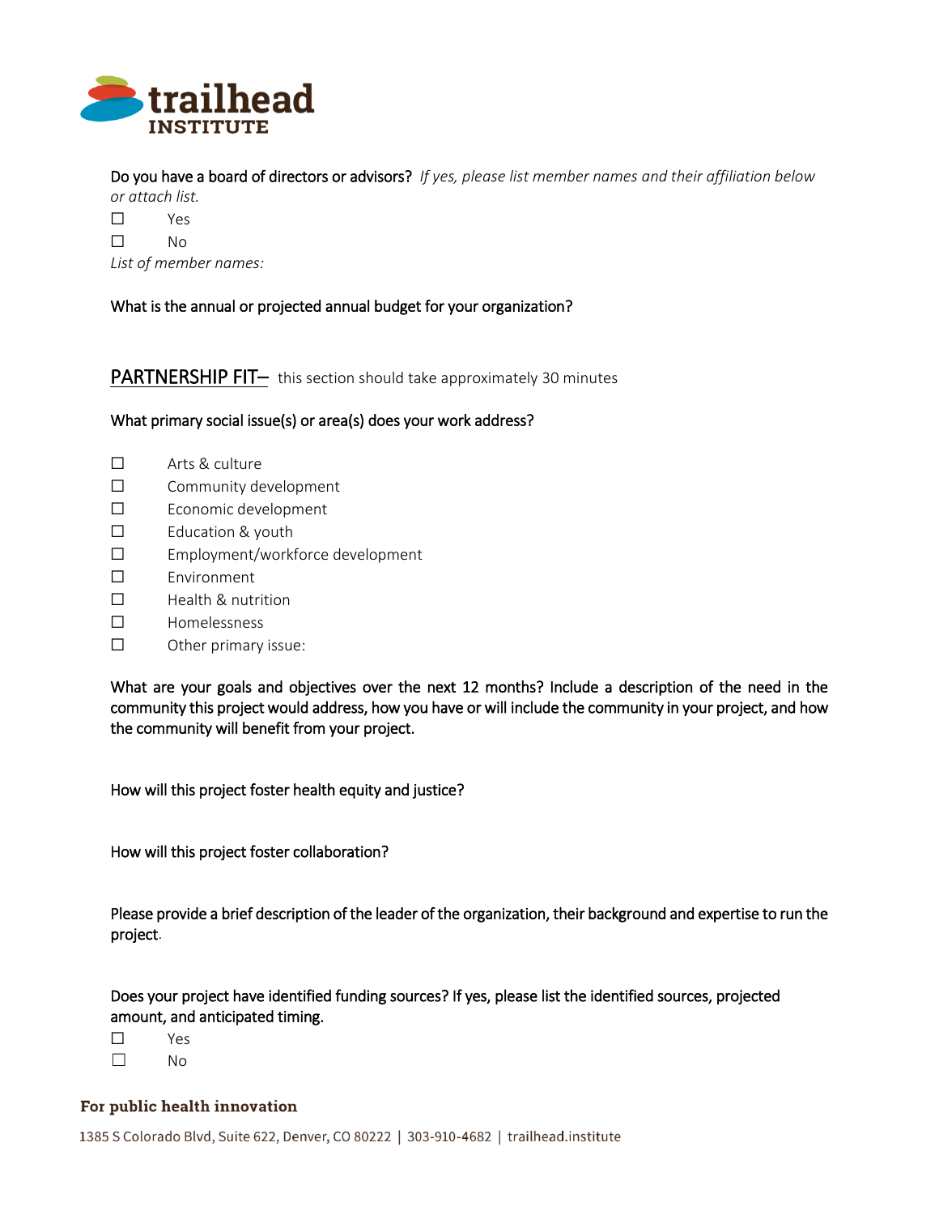**Do you have a board of directors or advisors?** *If yes, please list member names and their affiliation below or attach list.*

☐ Yes

☐ No

*List of member names:*

**What is the annual or projected annual budget for your organization?**

## PARTNERSHIP FIT– this section should take approximately 30 minutes

**What primary social issue(s) or area(s) does your work address?**

☐ Arts & culture

☐ Community development

☐ Economic development

☐ Education & youth

☐ Employment/workforce development

☐ Environment

☐ Health & nutrition

☐ Homelessness

☐ Other primary issue:

**What are your goals and objectives over the next 12 months? Include a description of the need in the community this project would address, how you have or will include the community in your project, and how the community will benefit from your project.**

**How will this project foster health equity and justice?**

**How will this project foster collaboration?**

**Please provide a brief description of the leader of the organization, their background and expertise to run the project.**

**Does your project have identified funding sources? If yes, please list the identified sources, projected amount, and anticipated timing.**

☐ Yes

☐ No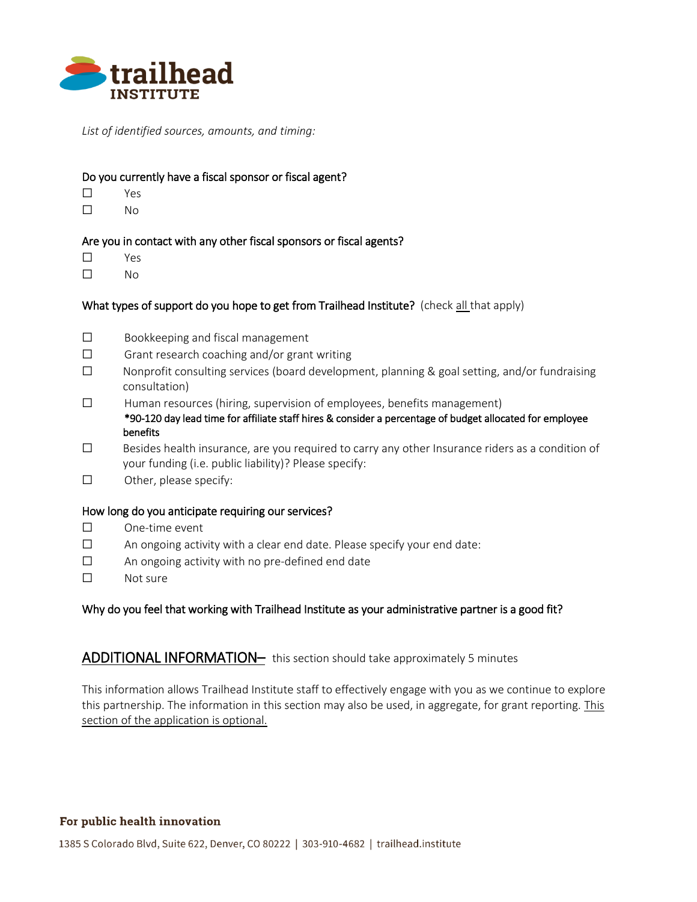*List of identified sources, amounts, and timing:*

**Do you currently have a fiscal sponsor or fiscal agent?**

- ☐ Yes
- ☐ No

**Are you in contact with any other fiscal sponsors or fiscal agents?**

- ☐ Yes
- ☐ No

**What types of support do you hope to get from Trailhead Institute?** (check all that apply)

- ☐ Bookkeeping and fiscal management
- ☐ Grant research coaching and/or grant writing
- ☐ Nonprofit consulting services (board development, planning & goal setting, and/or fundraising consultation)
- ☐ Human resources (hiring, supervision of employees, benefits management)
  **\*90-120 day lead time for affiliate staff hires & consider a percentage of budget allocated for employee benefits**
- ☐ Besides health insurance, are you required to carry any other Insurance riders as a condition of your funding (i.e. public liability)? Please specify:
- ☐ Other, please specify:

**How long do you anticipate requiring our services?**

- ☐ One-time event
- ☐ An ongoing activity with a clear end date. Please specify your end date:
- ☐ An ongoing activity with no pre-defined end date
- ☐ Not sure

**Why do you feel that working with Trailhead Institute as your administrative partner is a good fit?**

## ADDITIONAL INFORMATION– this section should take approximately 5 minutes

This information allows Trailhead Institute staff to effectively engage with you as we continue to explore this partnership. The information in this section may also be used, in aggregate, for grant reporting. <u>This section of the application is optional.</u>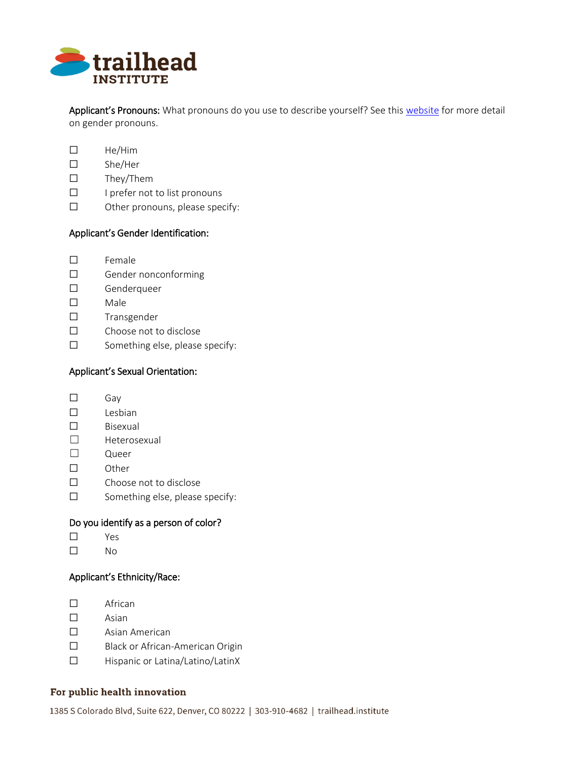**Applicant's Pronouns:** What pronouns do you use to describe yourself? See this [website](#) for more detail on gender pronouns.

- ☐ He/Him
- ☐ She/Her
- ☐ They/Them
- ☐ I prefer not to list pronouns
- ☐ Other pronouns, please specify:

**Applicant's Gender Identification:**

- ☐ Female
- ☐ Gender nonconforming
- ☐ Genderqueer
- ☐ Male
- ☐ Transgender
- ☐ Choose not to disclose
- ☐ Something else, please specify:

**Applicant's Sexual Orientation:**

- ☐ Gay
- ☐ Lesbian
- ☐ Bisexual
- ☐ Heterosexual
- ☐ Queer
- ☐ Other
- ☐ Choose not to disclose
- ☐ Something else, please specify:

**Do you identify as a person of color?**

- ☐ Yes
- ☐ No

**Applicant's Ethnicity/Race:**

- ☐ African
- ☐ Asian
- ☐ Asian American
- ☐ Black or African-American Origin
- ☐ Hispanic or Latina/Latino/LatinX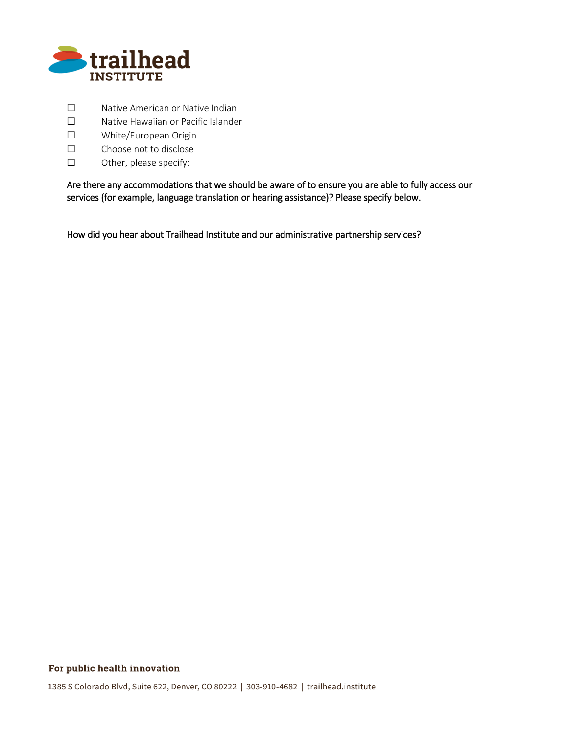- ☐ Native American or Native Indian
- ☐ Native Hawaiian or Pacific Islander
- ☐ White/European Origin
- ☐ Choose not to disclose
- ☐ Other, please specify:

Are there any accommodations that we should be aware of to ensure you are able to fully access our services (for example, language translation or hearing assistance)? Please specify below.

How did you hear about Trailhead Institute and our administrative partnership services?